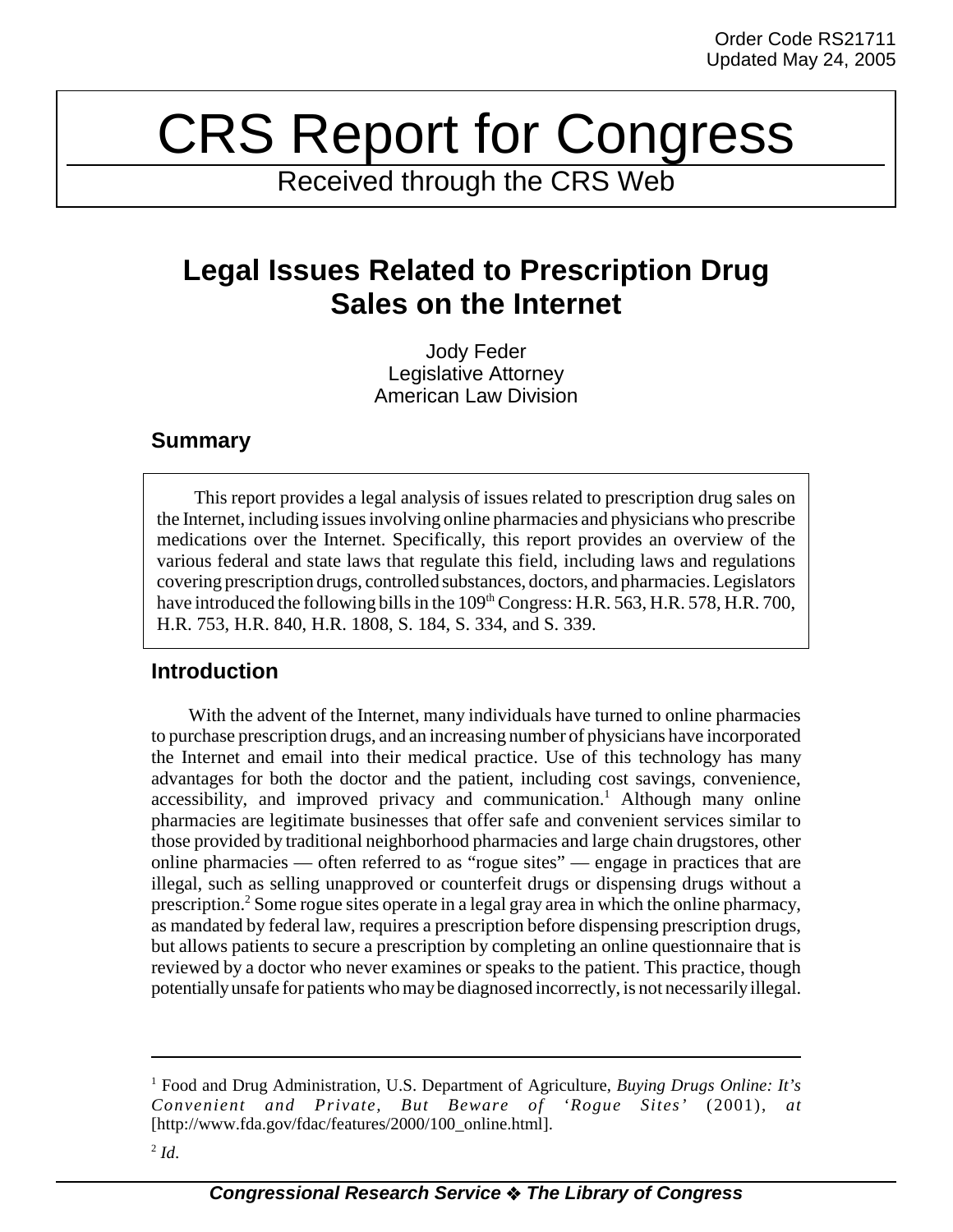Order Code RS21711
Updated May 24, 2005

# CRS Report for Congress

Received through the CRS Web

## Legal Issues Related to Prescription Drug Sales on the Internet

Jody Feder
Legislative Attorney
American Law Division

### Summary

This report provides a legal analysis of issues related to prescription drug sales on the Internet, including issues involving online pharmacies and physicians who prescribe medications over the Internet. Specifically, this report provides an overview of the various federal and state laws that regulate this field, including laws and regulations covering prescription drugs, controlled substances, doctors, and pharmacies. Legislators have introduced the following bills in the 109th Congress: H.R. 563, H.R. 578, H.R. 700, H.R. 753, H.R. 840, H.R. 1808, S. 184, S. 334, and S. 339.

### Introduction

With the advent of the Internet, many individuals have turned to online pharmacies to purchase prescription drugs, and an increasing number of physicians have incorporated the Internet and email into their medical practice. Use of this technology has many advantages for both the doctor and the patient, including cost savings, convenience, accessibility, and improved privacy and communication.[1] Although many online pharmacies are legitimate businesses that offer safe and convenient services similar to those provided by traditional neighborhood pharmacies and large chain drugstores, other online pharmacies — often referred to as "rogue sites" — engage in practices that are illegal, such as selling unapproved or counterfeit drugs or dispensing drugs without a prescription.[2] Some rogue sites operate in a legal gray area in which the online pharmacy, as mandated by federal law, requires a prescription before dispensing prescription drugs, but allows patients to secure a prescription by completing an online questionnaire that is reviewed by a doctor who never examines or speaks to the patient. This practice, though potentially unsafe for patients who may be diagnosed incorrectly, is not necessarily illegal.

---

[1] Food and Drug Administration, U.S. Department of Agriculture, *Buying Drugs Online: It's Convenient and Private, But Beware of 'Rogue Sites'* (2001), *at* [http://www.fda.gov/fdac/features/2000/100_online.html].

[2] *Id.*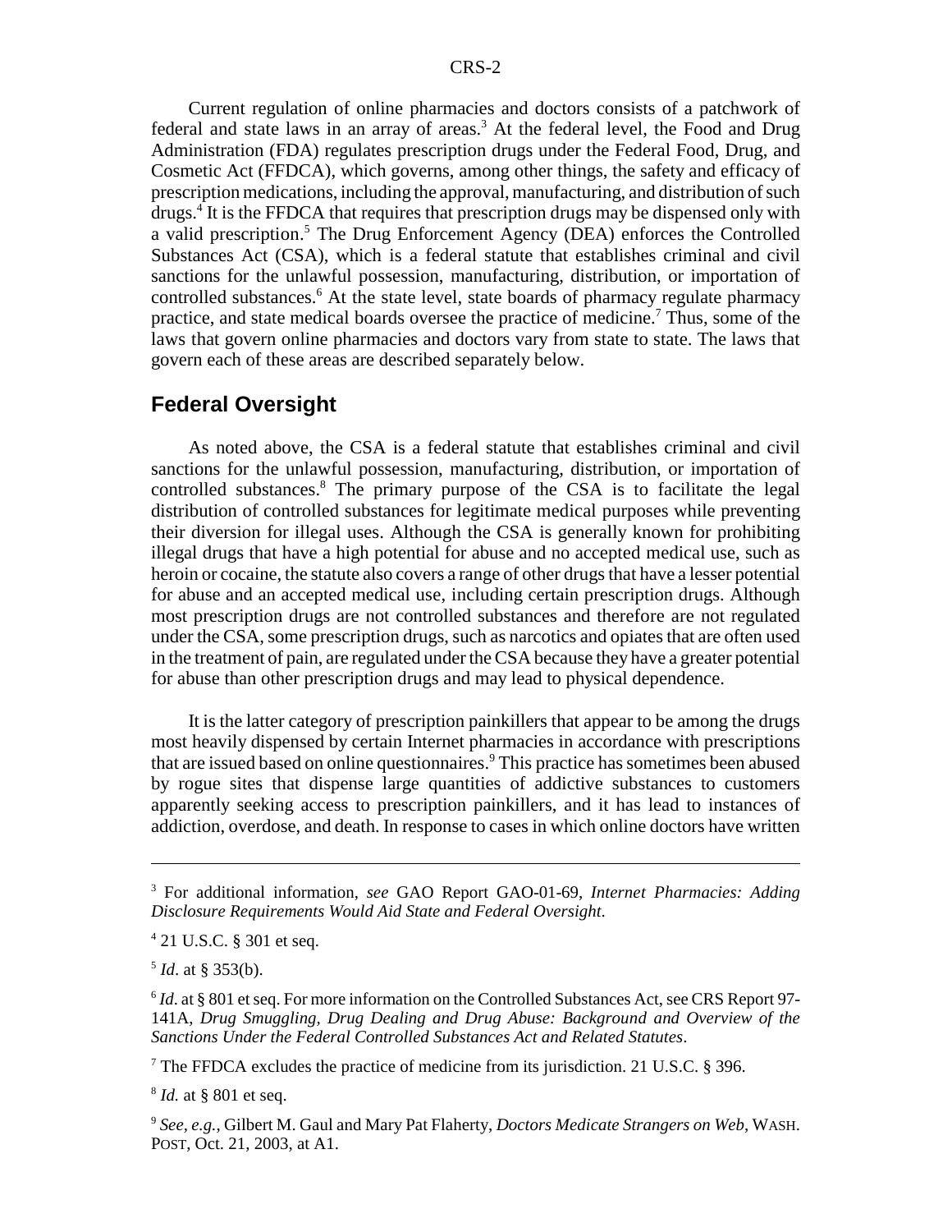Current regulation of online pharmacies and doctors consists of a patchwork of federal and state laws in an array of areas.[3] At the federal level, the Food and Drug Administration (FDA) regulates prescription drugs under the Federal Food, Drug, and Cosmetic Act (FFDCA), which governs, among other things, the safety and efficacy of prescription medications, including the approval, manufacturing, and distribution of such drugs.[4] It is the FFDCA that requires that prescription drugs may be dispensed only with a valid prescription.[5] The Drug Enforcement Agency (DEA) enforces the Controlled Substances Act (CSA), which is a federal statute that establishes criminal and civil sanctions for the unlawful possession, manufacturing, distribution, or importation of controlled substances.[6] At the state level, state boards of pharmacy regulate pharmacy practice, and state medical boards oversee the practice of medicine.[7] Thus, some of the laws that govern online pharmacies and doctors vary from state to state. The laws that govern each of these areas are described separately below.

## Federal Oversight

As noted above, the CSA is a federal statute that establishes criminal and civil sanctions for the unlawful possession, manufacturing, distribution, or importation of controlled substances.[8] The primary purpose of the CSA is to facilitate the legal distribution of controlled substances for legitimate medical purposes while preventing their diversion for illegal uses. Although the CSA is generally known for prohibiting illegal drugs that have a high potential for abuse and no accepted medical use, such as heroin or cocaine, the statute also covers a range of other drugs that have a lesser potential for abuse and an accepted medical use, including certain prescription drugs. Although most prescription drugs are not controlled substances and therefore are not regulated under the CSA, some prescription drugs, such as narcotics and opiates that are often used in the treatment of pain, are regulated under the CSA because they have a greater potential for abuse than other prescription drugs and may lead to physical dependence.

It is the latter category of prescription painkillers that appear to be among the drugs most heavily dispensed by certain Internet pharmacies in accordance with prescriptions that are issued based on online questionnaires.[9] This practice has sometimes been abused by rogue sites that dispense large quantities of addictive substances to customers apparently seeking access to prescription painkillers, and it has lead to instances of addiction, overdose, and death. In response to cases in which online doctors have written

---

[3] For additional information, *see* GAO Report GAO-01-69, *Internet Pharmacies: Adding Disclosure Requirements Would Aid State and Federal Oversight*.

[4] 21 U.S.C. § 301 et seq.

[5] *Id*. at § 353(b).

[6] *Id*. at § 801 et seq. For more information on the Controlled Substances Act, see CRS Report 97-141A, *Drug Smuggling, Drug Dealing and Drug Abuse: Background and Overview of the Sanctions Under the Federal Controlled Substances Act and Related Statutes*.

[7] The FFDCA excludes the practice of medicine from its jurisdiction. 21 U.S.C. § 396.

[8] *Id.* at § 801 et seq.

[9] *See, e.g.*, Gilbert M. Gaul and Mary Pat Flaherty, *Doctors Medicate Strangers on Web*, WASH. POST, Oct. 21, 2003, at A1.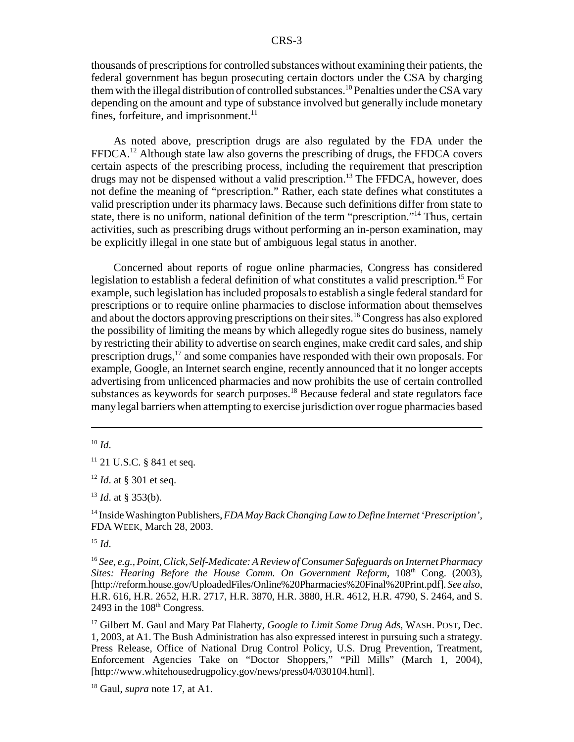thousands of prescriptions for controlled substances without examining their patients, the federal government has begun prosecuting certain doctors under the CSA by charging them with the illegal distribution of controlled substances.[10] Penalties under the CSA vary depending on the amount and type of substance involved but generally include monetary fines, forfeiture, and imprisonment.[11]

As noted above, prescription drugs are also regulated by the FDA under the FFDCA.[12] Although state law also governs the prescribing of drugs, the FFDCA covers certain aspects of the prescribing process, including the requirement that prescription drugs may not be dispensed without a valid prescription.[13] The FFDCA, however, does not define the meaning of "prescription." Rather, each state defines what constitutes a valid prescription under its pharmacy laws. Because such definitions differ from state to state, there is no uniform, national definition of the term "prescription."[14] Thus, certain activities, such as prescribing drugs without performing an in-person examination, may be explicitly illegal in one state but of ambiguous legal status in another.

Concerned about reports of rogue online pharmacies, Congress has considered legislation to establish a federal definition of what constitutes a valid prescription.[15] For example, such legislation has included proposals to establish a single federal standard for prescriptions or to require online pharmacies to disclose information about themselves and about the doctors approving prescriptions on their sites.[16] Congress has also explored the possibility of limiting the means by which allegedly rogue sites do business, namely by restricting their ability to advertise on search engines, make credit card sales, and ship prescription drugs,[17] and some companies have responded with their own proposals. For example, Google, an Internet search engine, recently announced that it no longer accepts advertising from unlicenced pharmacies and now prohibits the use of certain controlled substances as keywords for search purposes.[18] Because federal and state regulators face many legal barriers when attempting to exercise jurisdiction over rogue pharmacies based

---

[10] *Id*.

[11] 21 U.S.C. § 841 et seq.

[12] *Id*. at § 301 et seq.

[13] *Id*. at § 353(b).

[14] Inside Washington Publishers, *FDA May Back Changing Law to Define Internet 'Prescription'*, FDA WEEK, March 28, 2003.

[15] *Id*.

[16] *See, e.g.*, *Point, Click, Self-Medicate: A Review of Consumer Safeguards on Internet Pharmacy Sites: Hearing Before the House Comm. On Government Reform*, 108th Cong. (2003), [http://reform.house.gov/UploadedFiles/Online%20Pharmacies%20Final%20Print.pdf]. *See also*, H.R. 616, H.R. 2652, H.R. 2717, H.R. 3870, H.R. 3880, H.R. 4612, H.R. 4790, S. 2464, and S. 2493 in the 108th Congress.

[17] Gilbert M. Gaul and Mary Pat Flaherty, *Google to Limit Some Drug Ads*, WASH. POST, Dec. 1, 2003, at A1. The Bush Administration has also expressed interest in pursuing such a strategy. Press Release, Office of National Drug Control Policy, U.S. Drug Prevention, Treatment, Enforcement Agencies Take on "Doctor Shoppers," "Pill Mills" (March 1, 2004), [http://www.whitehousedrugpolicy.gov/news/press04/030104.html].

[18] Gaul, *supra* note 17, at A1.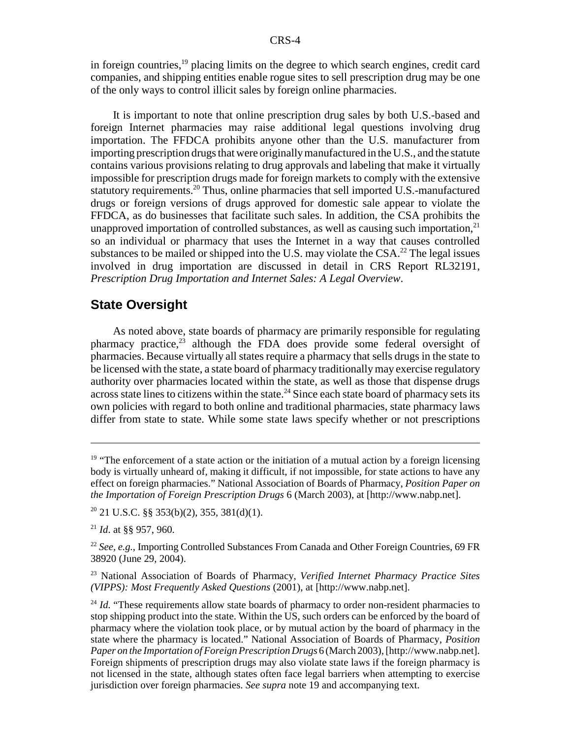in foreign countries,[19] placing limits on the degree to which search engines, credit card companies, and shipping entities enable rogue sites to sell prescription drug may be one of the only ways to control illicit sales by foreign online pharmacies.

It is important to note that online prescription drug sales by both U.S.-based and foreign Internet pharmacies may raise additional legal questions involving drug importation. The FFDCA prohibits anyone other than the U.S. manufacturer from importing prescription drugs that were originally manufactured in the U.S., and the statute contains various provisions relating to drug approvals and labeling that make it virtually impossible for prescription drugs made for foreign markets to comply with the extensive statutory requirements.[20] Thus, online pharmacies that sell imported U.S.-manufactured drugs or foreign versions of drugs approved for domestic sale appear to violate the FFDCA, as do businesses that facilitate such sales. In addition, the CSA prohibits the unapproved importation of controlled substances, as well as causing such importation,[21] so an individual or pharmacy that uses the Internet in a way that causes controlled substances to be mailed or shipped into the U.S. may violate the CSA.[22] The legal issues involved in drug importation are discussed in detail in CRS Report RL32191, *Prescription Drug Importation and Internet Sales: A Legal Overview*.

## State Oversight

As noted above, state boards of pharmacy are primarily responsible for regulating pharmacy practice,[23] although the FDA does provide some federal oversight of pharmacies. Because virtually all states require a pharmacy that sells drugs in the state to be licensed with the state, a state board of pharmacy traditionally may exercise regulatory authority over pharmacies located within the state, as well as those that dispense drugs across state lines to citizens within the state.[24] Since each state board of pharmacy sets its own policies with regard to both online and traditional pharmacies, state pharmacy laws differ from state to state. While some state laws specify whether or not prescriptions

---

[19] "The enforcement of a state action or the initiation of a mutual action by a foreign licensing body is virtually unheard of, making it difficult, if not impossible, for state actions to have any effect on foreign pharmacies." National Association of Boards of Pharmacy, *Position Paper on the Importation of Foreign Prescription Drugs* 6 (March 2003), at [http://www.nabp.net].

[20] 21 U.S.C. §§ 353(b)(2), 355, 381(d)(1).

[21] *Id*. at §§ 957, 960.

[22] *See, e.g.*, Importing Controlled Substances From Canada and Other Foreign Countries, 69 FR 38920 (June 29, 2004).

[23] National Association of Boards of Pharmacy, *Verified Internet Pharmacy Practice Sites (VIPPS): Most Frequently Asked Questions* (2001), at [http://www.nabp.net].

[24] *Id.* "These requirements allow state boards of pharmacy to order non-resident pharmacies to stop shipping product into the state. Within the US, such orders can be enforced by the board of pharmacy where the violation took place, or by mutual action by the board of pharmacy in the state where the pharmacy is located." National Association of Boards of Pharmacy, *Position Paper on the Importation of Foreign Prescription Drugs* 6 (March 2003), [http://www.nabp.net]. Foreign shipments of prescription drugs may also violate state laws if the foreign pharmacy is not licensed in the state, although states often face legal barriers when attempting to exercise jurisdiction over foreign pharmacies. *See supra* note 19 and accompanying text.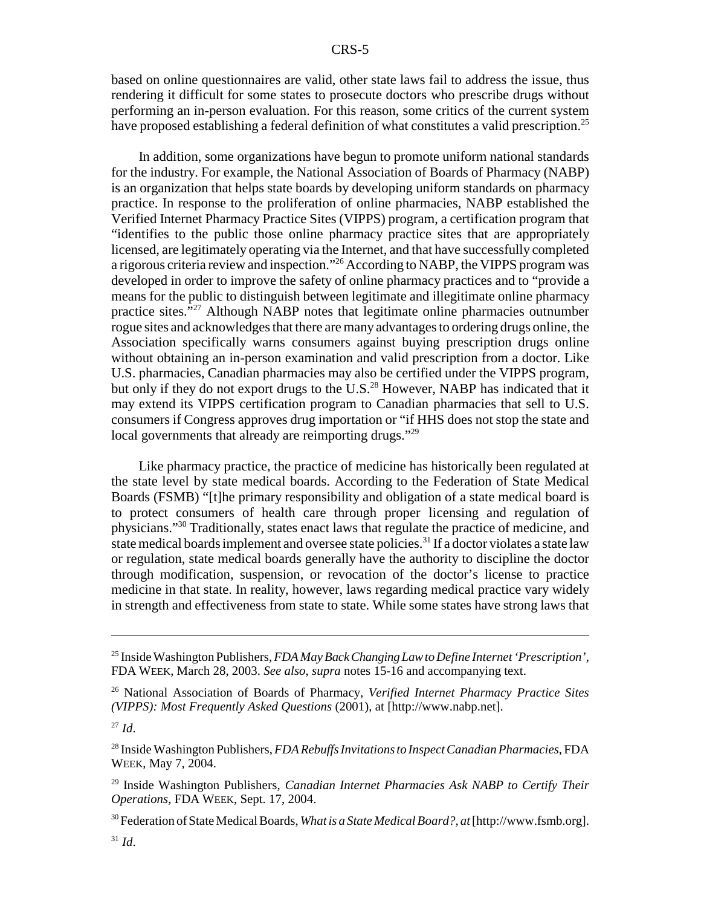based on online questionnaires are valid, other state laws fail to address the issue, thus rendering it difficult for some states to prosecute doctors who prescribe drugs without performing an in-person evaluation. For this reason, some critics of the current system have proposed establishing a federal definition of what constitutes a valid prescription.[25]

In addition, some organizations have begun to promote uniform national standards for the industry. For example, the National Association of Boards of Pharmacy (NABP) is an organization that helps state boards by developing uniform standards on pharmacy practice. In response to the proliferation of online pharmacies, NABP established the Verified Internet Pharmacy Practice Sites (VIPPS) program, a certification program that "identifies to the public those online pharmacy practice sites that are appropriately licensed, are legitimately operating via the Internet, and that have successfully completed a rigorous criteria review and inspection."[26] According to NABP, the VIPPS program was developed in order to improve the safety of online pharmacy practices and to "provide a means for the public to distinguish between legitimate and illegitimate online pharmacy practice sites."[27] Although NABP notes that legitimate online pharmacies outnumber rogue sites and acknowledges that there are many advantages to ordering drugs online, the Association specifically warns consumers against buying prescription drugs online without obtaining an in-person examination and valid prescription from a doctor. Like U.S. pharmacies, Canadian pharmacies may also be certified under the VIPPS program, but only if they do not export drugs to the U.S.[28] However, NABP has indicated that it may extend its VIPPS certification program to Canadian pharmacies that sell to U.S. consumers if Congress approves drug importation or "if HHS does not stop the state and local governments that already are reimporting drugs."[29]

Like pharmacy practice, the practice of medicine has historically been regulated at the state level by state medical boards. According to the Federation of State Medical Boards (FSMB) "[t]he primary responsibility and obligation of a state medical board is to protect consumers of health care through proper licensing and regulation of physicians."[30] Traditionally, states enact laws that regulate the practice of medicine, and state medical boards implement and oversee state policies.[31] If a doctor violates a state law or regulation, state medical boards generally have the authority to discipline the doctor through modification, suspension, or revocation of the doctor's license to practice medicine in that state. In reality, however, laws regarding medical practice vary widely in strength and effectiveness from state to state. While some states have strong laws that

---

[25] Inside Washington Publishers, *FDA May Back Changing Law to Define Internet 'Prescription'*, FDA WEEK, March 28, 2003. *See also*, *supra* notes 15-16 and accompanying text.

[26] National Association of Boards of Pharmacy, *Verified Internet Pharmacy Practice Sites (VIPPS): Most Frequently Asked Questions* (2001), at [http://www.nabp.net].

[27] *Id*.

[28] Inside Washington Publishers, *FDA Rebuffs Invitations to Inspect Canadian Pharmacies*, FDA WEEK, May 7, 2004.

[29] Inside Washington Publishers, *Canadian Internet Pharmacies Ask NABP to Certify Their Operations*, FDA WEEK, Sept. 17, 2004.

[30] Federation of State Medical Boards, *What is a State Medical Board?, at* [http://www.fsmb.org].

[31] *Id*.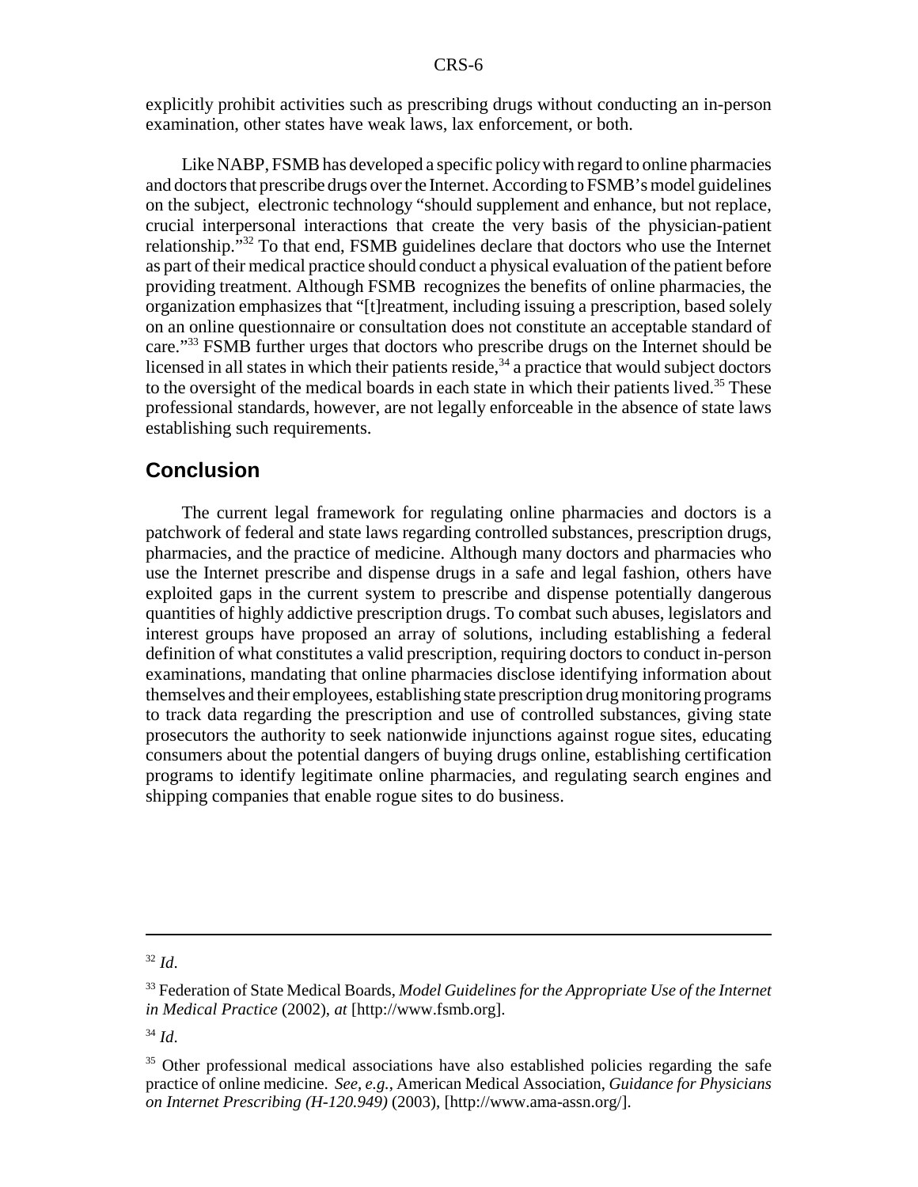explicitly prohibit activities such as prescribing drugs without conducting an in-person examination, other states have weak laws, lax enforcement, or both.

Like NABP, FSMB has developed a specific policy with regard to online pharmacies and doctors that prescribe drugs over the Internet. According to FSMB's model guidelines on the subject, electronic technology "should supplement and enhance, but not replace, crucial interpersonal interactions that create the very basis of the physician-patient relationship."[32] To that end, FSMB guidelines declare that doctors who use the Internet as part of their medical practice should conduct a physical evaluation of the patient before providing treatment. Although FSMB recognizes the benefits of online pharmacies, the organization emphasizes that "[t]reatment, including issuing a prescription, based solely on an online questionnaire or consultation does not constitute an acceptable standard of care."[33] FSMB further urges that doctors who prescribe drugs on the Internet should be licensed in all states in which their patients reside,[34] a practice that would subject doctors to the oversight of the medical boards in each state in which their patients lived.[35] These professional standards, however, are not legally enforceable in the absence of state laws establishing such requirements.

## Conclusion

The current legal framework for regulating online pharmacies and doctors is a patchwork of federal and state laws regarding controlled substances, prescription drugs, pharmacies, and the practice of medicine. Although many doctors and pharmacies who use the Internet prescribe and dispense drugs in a safe and legal fashion, others have exploited gaps in the current system to prescribe and dispense potentially dangerous quantities of highly addictive prescription drugs. To combat such abuses, legislators and interest groups have proposed an array of solutions, including establishing a federal definition of what constitutes a valid prescription, requiring doctors to conduct in-person examinations, mandating that online pharmacies disclose identifying information about themselves and their employees, establishing state prescription drug monitoring programs to track data regarding the prescription and use of controlled substances, giving state prosecutors the authority to seek nationwide injunctions against rogue sites, educating consumers about the potential dangers of buying drugs online, establishing certification programs to identify legitimate online pharmacies, and regulating search engines and shipping companies that enable rogue sites to do business.

---

[32] *Id*.

[33] Federation of State Medical Boards, *Model Guidelines for the Appropriate Use of the Internet in Medical Practice* (2002), *at* [http://www.fsmb.org].

[34] *Id*.

[35] Other professional medical associations have also established policies regarding the safe practice of online medicine. *See, e.g.*, American Medical Association, *Guidance for Physicians on Internet Prescribing (H-120.949)* (2003), [http://www.ama-assn.org/].